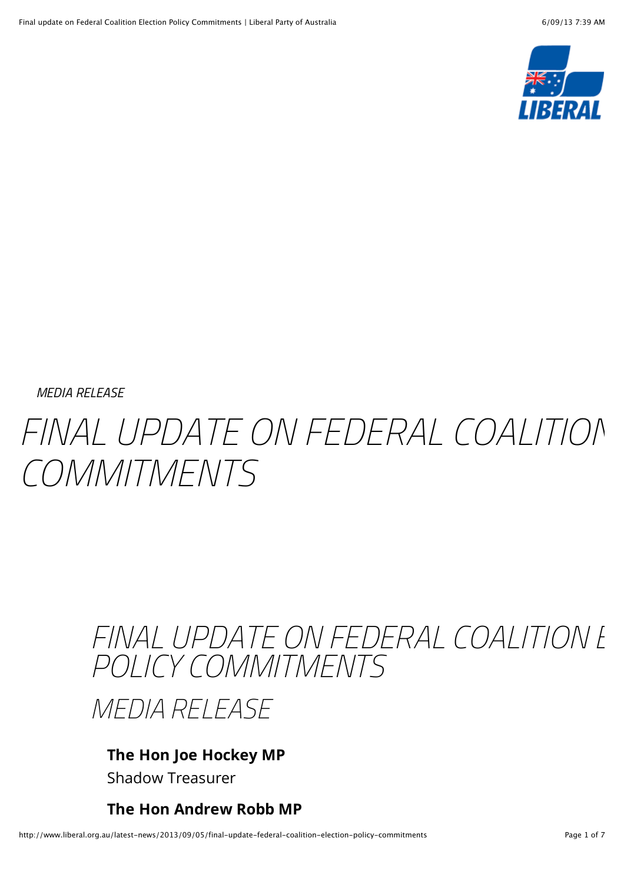*MEDIA RELEASE*

# *FINAL UPDATE ON FEDERAL COALITION COMMITMENTS*

## *FINAL UPDATE ON FEDERAL COALITION E POLICY COMMITMENTS*

## *MEDIA RELEASE*

**The Hon Joe Hockey MP**

Shadow Treasurer

**The Hon Andrew Robb MP**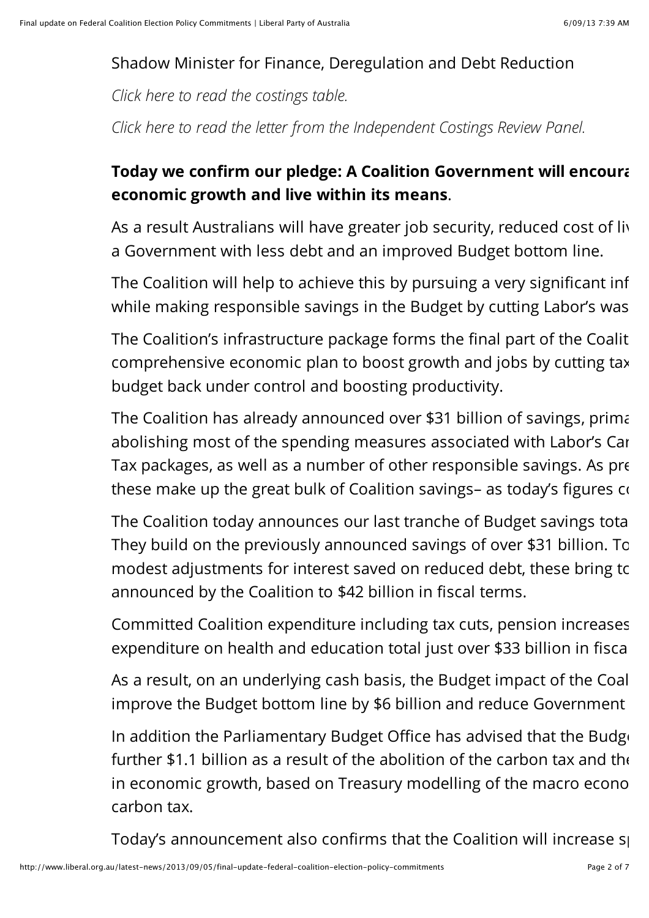Shadow Minister for Finance, Deregulation and Debt Reduction

*Click here to read the costings table.*

*Click here to read the letter from the Independent Costings Review Panel.*

**Today we confirm our pledge: A Coalition Government will encoura economic growth and live within its means**.

As a result Australians will have greater job security, reduced cost of liv a Government with less debt and an improved Budget bottom line.

The Coalition will help to achieve this by pursuing a very significant inf while making responsible savings in the Budget by cutting Labor's was

The Coalition's infrastructure package forms the final part of the Coalit comprehensive economic plan to boost growth and jobs by cutting tax budget back under control and boosting productivity.

The Coalition has already announced over $31 billion of savings, prima abolishing most of the spending measures associated with Labor's Car Tax packages, as well as a number of other responsible savings. As pre these make up the great bulk of Coalition savings– as today's figures co

The Coalition today announces our last tranche of Budget savings tota They build on the previously announced savings of over $31 billion. To modest adjustments for interest saved on reduced debt, these bring to announced by the Coalition to $42 billion in fiscal terms.

Committed Coalition expenditure including tax cuts, pension increases expenditure on health and education total just over $33 billion in fisca

As a result, on an underlying cash basis, the Budget impact of the Coal improve the Budget bottom line by $6 billion and reduce Government

In addition the Parliamentary Budget Office has advised that the Budge further $1.1 billion as a result of the abolition of the carbon tax and the in economic growth, based on Treasury modelling of the macro econo carbon tax.

Today's announcement also confirms that the Coalition will increase sp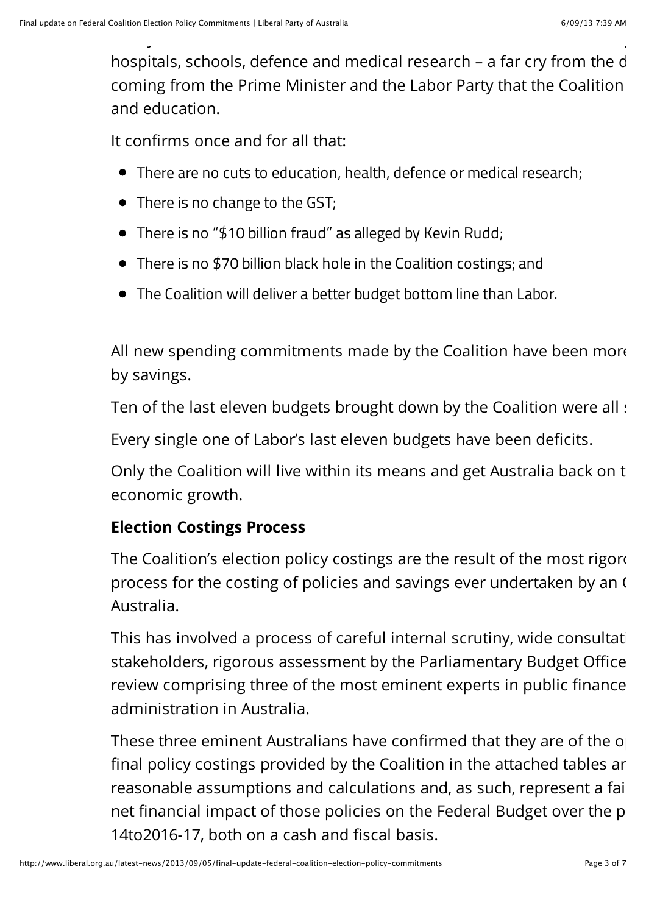hospitals, schools, defence and medical research – a far cry from the d coming from the Prime Minister and the Labor Party that the Coalition and education.

It confirms once and for all that:

- There are no cuts to education, health, defence or medical research;
- There is no change to the GST;
- There is no "$10 billion fraud" as alleged by Kevin Rudd;
- There is no $70 billion black hole in the Coalition costings; and
- The Coalition will deliver a better budget bottom line than Labor.

All new spending commitments made by the Coalition have been more by savings.

Ten of the last eleven budgets brought down by the Coalition were all s

Every single one of Labor's last eleven budgets have been deficits.

Only the Coalition will live within its means and get Australia back on t economic growth.

**Election Costings Process**

The Coalition's election policy costings are the result of the most rigor process for the costing of policies and savings ever undertaken by an ( Australia.

This has involved a process of careful internal scrutiny, wide consultat stakeholders, rigorous assessment by the Parliamentary Budget Office review comprising three of the most eminent experts in public finance administration in Australia.

These three eminent Australians have confirmed that they are of the o final policy costings provided by the Coalition in the attached tables ar reasonable assumptions and calculations and, as such, represent a fai net financial impact of those policies on the Federal Budget over the p 14to2016-17, both on a cash and fiscal basis.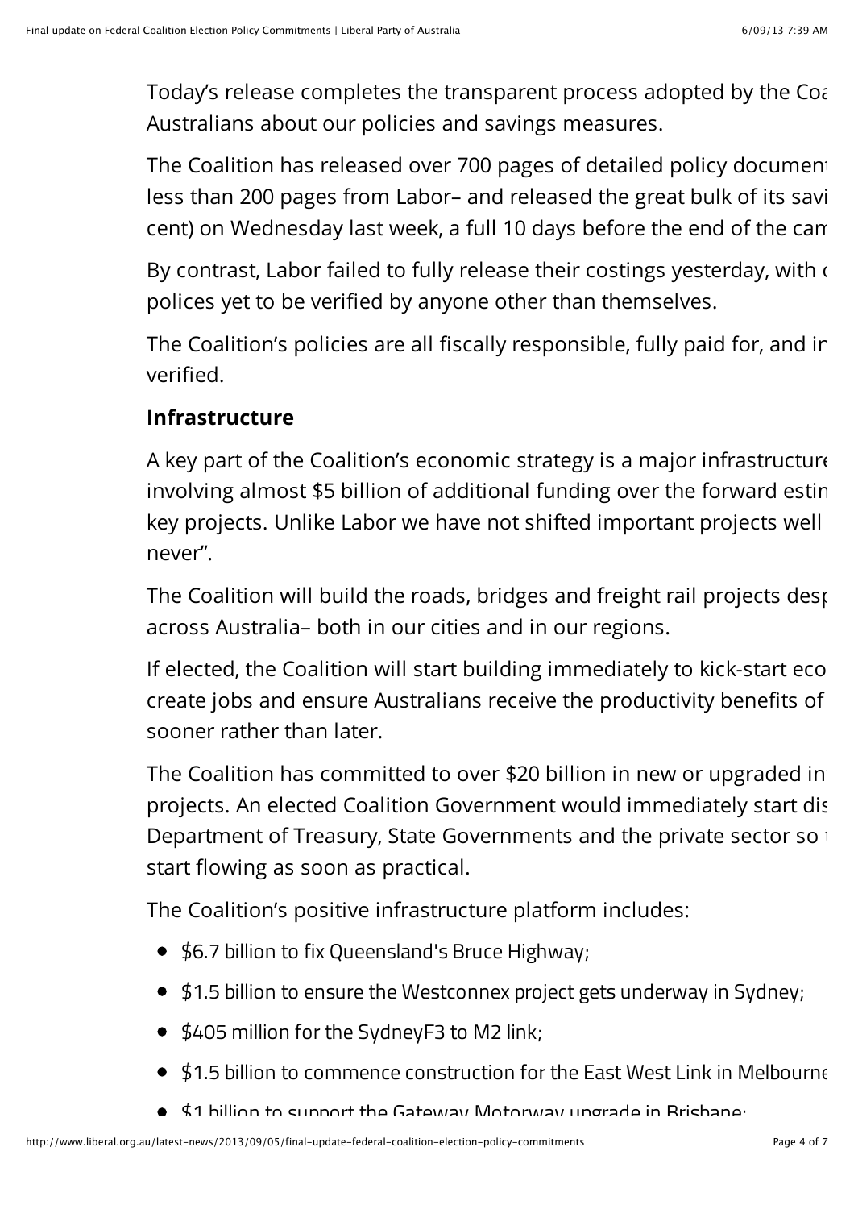Today's release completes the transparent process adopted by the Coa Australians about our policies and savings measures.

The Coalition has released over 700 pages of detailed policy document less than 200 pages from Labor– and released the great bulk of its savi cent) on Wednesday last week, a full 10 days before the end of the cam

By contrast, Labor failed to fully release their costings yesterday, with polices yet to be verified by anyone other than themselves.

The Coalition's policies are all fiscally responsible, fully paid for, and in verified.

### Infrastructure

A key part of the Coalition's economic strategy is a major infrastructure involving almost $5 billion of additional funding over the forward estin key projects. Unlike Labor we have not shifted important projects well never".

The Coalition will build the roads, bridges and freight rail projects desp across Australia– both in our cities and in our regions.

If elected, the Coalition will start building immediately to kick-start eco create jobs and ensure Australians receive the productivity benefits of sooner rather than later.

The Coalition has committed to over $20 billion in new or upgraded in projects. An elected Coalition Government would immediately start dis Department of Treasury, State Governments and the private sector so start flowing as soon as practical.

The Coalition's positive infrastructure platform includes:

- $6.7 billion to fix Queensland's Bruce Highway;
- $1.5 billion to ensure the Westconnex project gets underway in Sydney;
- $405 million for the SydneyF3 to M2 link;
- $1.5 billion to commence construction for the East West Link in Melbourne
- $1 billion to support the Gateway Motorway upgrade in Brisbane;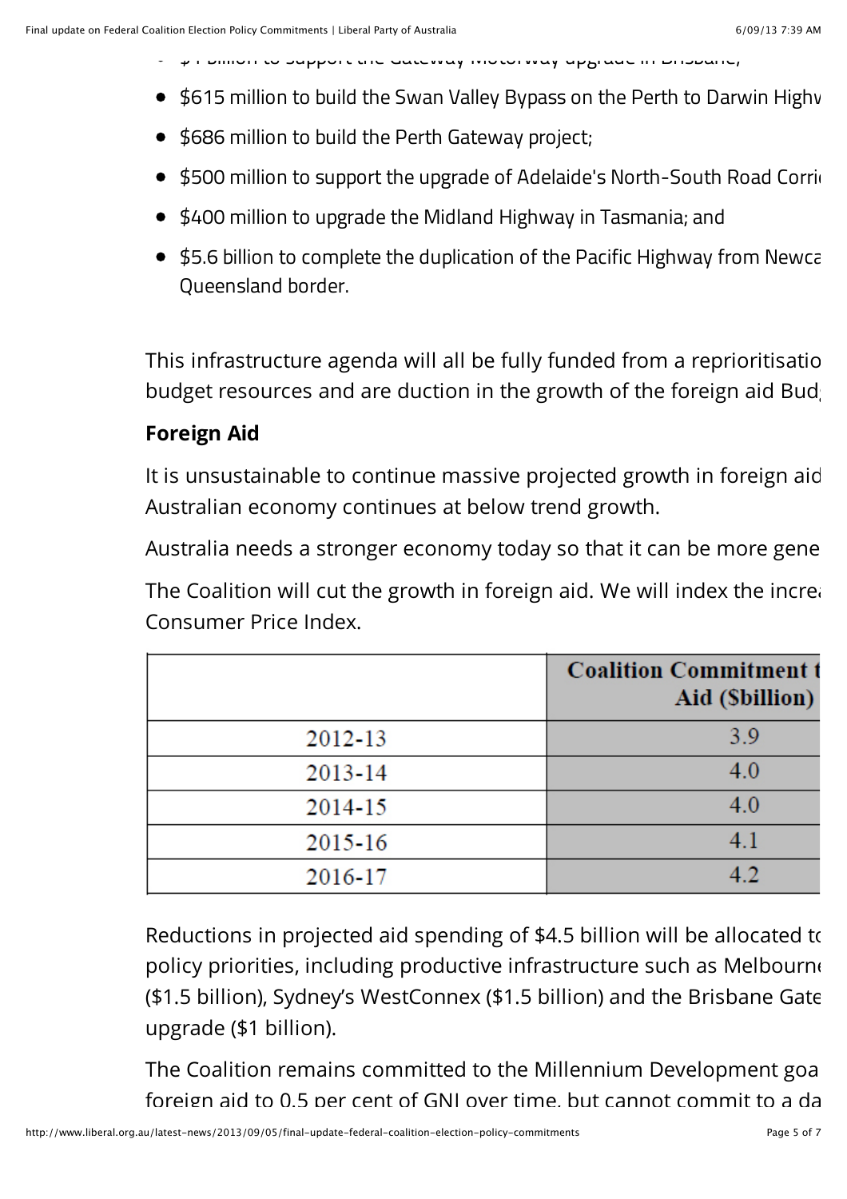- $1 billion to support the Gateway Motorway upgrade in Brisbane;
- $615 million to build the Swan Valley Bypass on the Perth to Darwin Highw
- $686 million to build the Perth Gateway project;
- $500 million to support the upgrade of Adelaide's North-South Road Corri
- $400 million to upgrade the Midland Highway in Tasmania; and
- $5.6 billion to complete the duplication of the Pacific Highway from Newca Queensland border.

This infrastructure agenda will all be fully funded from a reprioritisatio budget resources and are duction in the growth of the foreign aid Bud

**Foreign Aid**

It is unsustainable to continue massive projected growth in foreign aid Australian economy continues at below trend growth.

Australia needs a stronger economy today so that it can be more gene

The Coalition will cut the growth in foreign aid. We will index the increa Consumer Price Index.

| | Coalition Commitment t Aid ($billion) |
|---|---|
| 2012-13 | 3.9 |
| 2013-14 | 4.0 |
| 2014-15 | 4.0 |
| 2015-16 | 4.1 |
| 2016-17 | 4.2 |

Reductions in projected aid spending of $4.5 billion will be allocated to policy priorities, including productive infrastructure such as Melbourne ($1.5 billion), Sydney's WestConnex ($1.5 billion) and the Brisbane Gate upgrade ($1 billion).

The Coalition remains committed to the Millennium Development goa foreign aid to 0.5 per cent of GNI over time, but cannot commit to a da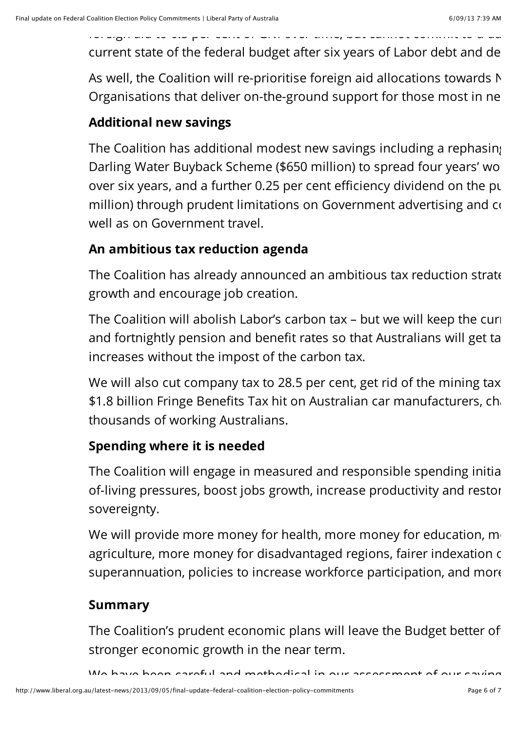current state of the federal budget after six years of Labor debt and de

As well, the Coalition will re-prioritise foreign aid allocations towards N Organisations that deliver on-the-ground support for those most in ne

## Additional new savings

The Coalition has additional modest new savings including a rephasing Darling Water Buyback Scheme ($650 million) to spread four years' wo over six years, and a further 0.25 per cent efficiency dividend on the pu million) through prudent limitations on Government advertising and co well as on Government travel.

## An ambitious tax reduction agenda

The Coalition has already announced an ambitious tax reduction strate growth and encourage job creation.

The Coalition will abolish Labor's carbon tax – but we will keep the curr and fortnightly pension and benefit rates so that Australians will get ta increases without the impost of the carbon tax.

We will also cut company tax to 28.5 per cent, get rid of the mining tax $1.8 billion Fringe Benefits Tax hit on Australian car manufacturers, ch thousands of working Australians.

## Spending where it is needed

The Coalition will engage in measured and responsible spending initia of-living pressures, boost jobs growth, increase productivity and restor sovereignty.

We will provide more money for health, more money for education, m agriculture, more money for disadvantaged regions, fairer indexation o superannuation, policies to increase workforce participation, and more

## Summary

The Coalition's prudent economic plans will leave the Budget better of stronger economic growth in the near term.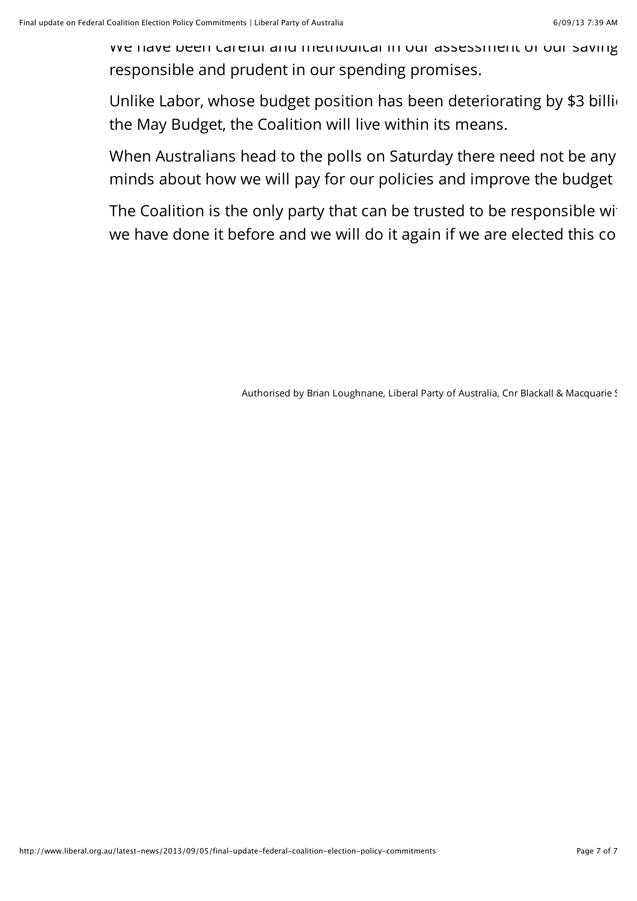We have been careful and methodical in our assessment of our saving
responsible and prudent in our spending promises.

Unlike Labor, whose budget position has been deteriorating by $3 billi
the May Budget, the Coalition will live within its means.

When Australians head to the polls on Saturday there need not be any
minds about how we will pay for our policies and improve the budget

The Coalition is the only party that can be trusted to be responsible wi
we have done it before and we will do it again if we are elected this co

Authorised by Brian Loughnane, Liberal Party of Australia, Cnr Blackall & Macquarie S